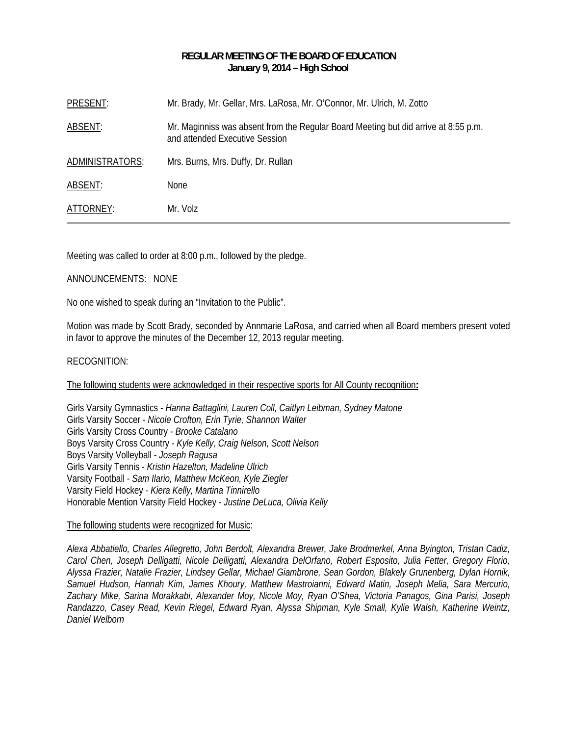**REGULAR MEETING OF THE BOARD OF EDUCATION**
**January 9, 2014 – High School**

| | |
|---|---|
| PRESENT: | Mr. Brady, Mr. Gellar, Mrs. LaRosa, Mr. O'Connor, Mr. Ulrich, M. Zotto |
| ABSENT: | Mr. Maginniss was absent from the Regular Board Meeting but did arrive at 8:55 p.m. and attended Executive Session |
| ADMINISTRATORS: | Mrs. Burns, Mrs. Duffy, Dr. Rullan |
| ABSENT: | None |
| ATTORNEY: | Mr. Volz |

Meeting was called to order at 8:00 p.m., followed by the pledge.

ANNOUNCEMENTS: NONE

No one wished to speak during an "Invitation to the Public".

Motion was made by Scott Brady, seconded by Annmarie LaRosa, and carried when all Board members present voted in favor to approve the minutes of the December 12, 2013 regular meeting.

RECOGNITION:

The following students were acknowledged in their respective sports for All County recognition**:**

Girls Varsity Gymnastics - *Hanna Battaglini, Lauren Coll, Caitlyn Leibman, Sydney Matone*
Girls Varsity Soccer - *Nicole Crofton, Erin Tyrie, Shannon Walter*
Girls Varsity Cross Country - *Brooke Catalano*
Boys Varsity Cross Country - *Kyle Kelly, Craig Nelson, Scott Nelson*
Boys Varsity Volleyball - *Joseph Ragusa*
Girls Varsity Tennis - *Kristin Hazelton, Madeline Ulrich*
Varsity Football - *Sam Ilario, Matthew McKeon, Kyle Ziegler*
Varsity Field Hockey - *Kiera Kelly, Martina Tinnirello*
Honorable Mention Varsity Field Hockey - *Justine DeLuca, Olivia Kelly*

The following students were recognized for Music:

*Alexa Abbatiello, Charles Allegretto, John Berdolt, Alexandra Brewer, Jake Brodmerkel, Anna Byington, Tristan Cadiz, Carol Chen, Joseph Delligatti, Nicole Delligatti, Alexandra DelOrfano, Robert Esposito, Julia Fetter, Gregory Florio, Alyssa Frazier, Natalie Frazier, Lindsey Gellar, Michael Giambrone, Sean Gordon, Blakely Grunenberg, Dylan Hornik, Samuel Hudson, Hannah Kim, James Khoury, Matthew Mastroianni, Edward Matin, Joseph Melia, Sara Mercurio, Zachary Mike, Sarina Morakkabi, Alexander Moy, Nicole Moy, Ryan O'Shea, Victoria Panagos, Gina Parisi, Joseph Randazzo, Casey Read, Kevin Riegel, Edward Ryan, Alyssa Shipman, Kyle Small, Kylie Walsh, Katherine Weintz, Daniel Welborn*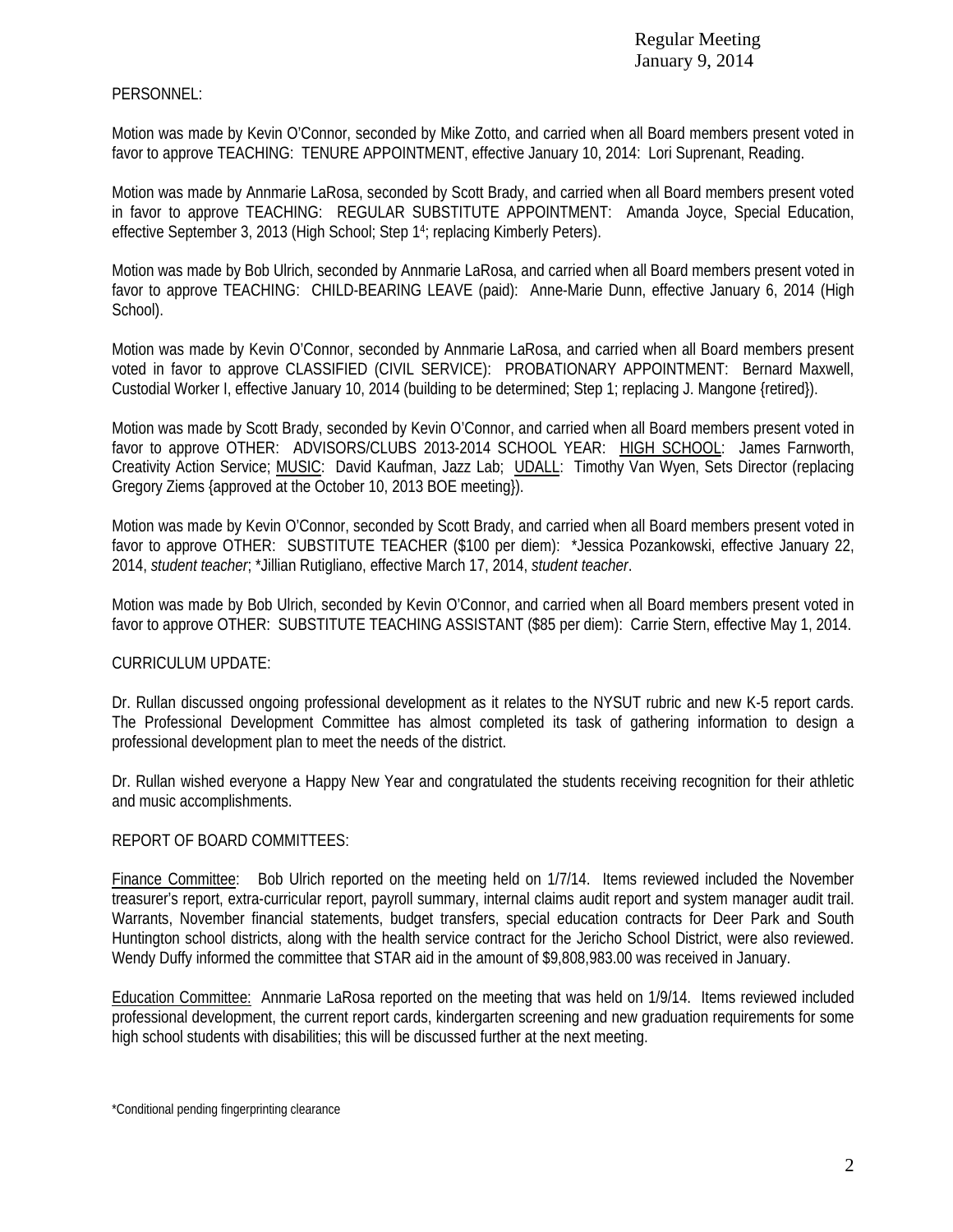PERSONNEL:

Motion was made by Kevin O'Connor, seconded by Mike Zotto, and carried when all Board members present voted in favor to approve TEACHING: TENURE APPOINTMENT, effective January 10, 2014: Lori Suprenant, Reading.

Motion was made by Annmarie LaRosa, seconded by Scott Brady, and carried when all Board members present voted in favor to approve TEACHING: REGULAR SUBSTITUTE APPOINTMENT: Amanda Joyce, Special Education, effective September 3, 2013 (High School; Step 1[4]; replacing Kimberly Peters).

Motion was made by Bob Ulrich, seconded by Annmarie LaRosa, and carried when all Board members present voted in favor to approve TEACHING: CHILD-BEARING LEAVE (paid): Anne-Marie Dunn, effective January 6, 2014 (High School).

Motion was made by Kevin O'Connor, seconded by Annmarie LaRosa, and carried when all Board members present voted in favor to approve CLASSIFIED (CIVIL SERVICE): PROBATIONARY APPOINTMENT: Bernard Maxwell, Custodial Worker I, effective January 10, 2014 (building to be determined; Step 1; replacing J. Mangone {retired}).

Motion was made by Scott Brady, seconded by Kevin O'Connor, and carried when all Board members present voted in favor to approve OTHER: ADVISORS/CLUBS 2013-2014 SCHOOL YEAR: HIGH SCHOOL: James Farnworth, Creativity Action Service; MUSIC: David Kaufman, Jazz Lab; UDALL: Timothy Van Wyen, Sets Director (replacing Gregory Ziems {approved at the October 10, 2013 BOE meeting}).

Motion was made by Kevin O'Connor, seconded by Scott Brady, and carried when all Board members present voted in favor to approve OTHER: SUBSTITUTE TEACHER ($100 per diem): *Jessica Pozankowski, effective January 22, 2014, *student teacher*; *Jillian Rutigliano, effective March 17, 2014, *student teacher*.

Motion was made by Bob Ulrich, seconded by Kevin O'Connor, and carried when all Board members present voted in favor to approve OTHER: SUBSTITUTE TEACHING ASSISTANT ($85 per diem): Carrie Stern, effective May 1, 2014.

CURRICULUM UPDATE:

Dr. Rullan discussed ongoing professional development as it relates to the NYSUT rubric and new K-5 report cards. The Professional Development Committee has almost completed its task of gathering information to design a professional development plan to meet the needs of the district.

Dr. Rullan wished everyone a Happy New Year and congratulated the students receiving recognition for their athletic and music accomplishments.

REPORT OF BOARD COMMITTEES:

Finance Committee: Bob Ulrich reported on the meeting held on 1/7/14. Items reviewed included the November treasurer's report, extra-curricular report, payroll summary, internal claims audit report and system manager audit trail. Warrants, November financial statements, budget transfers, special education contracts for Deer Park and South Huntington school districts, along with the health service contract for the Jericho School District, were also reviewed. Wendy Duffy informed the committee that STAR aid in the amount of $9,808,983.00 was received in January.

Education Committee: Annmarie LaRosa reported on the meeting that was held on 1/9/14. Items reviewed included professional development, the current report cards, kindergarten screening and new graduation requirements for some high school students with disabilities; this will be discussed further at the next meeting.

*Conditional pending fingerprinting clearance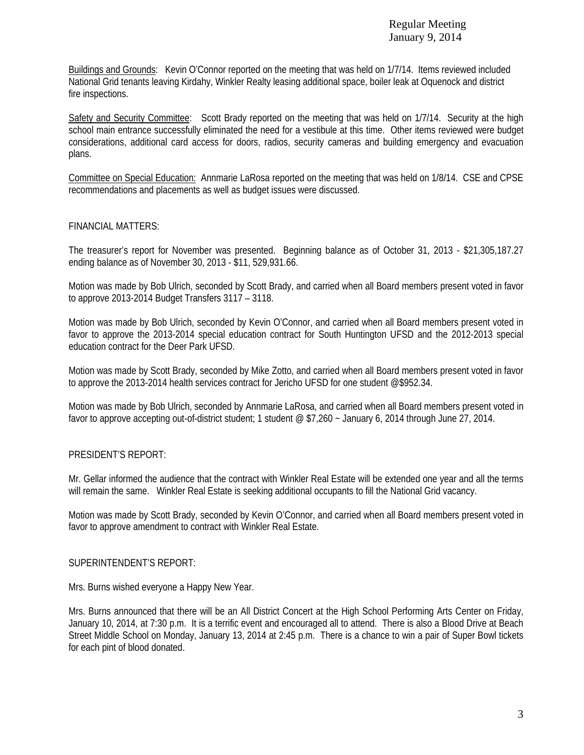Buildings and Grounds: Kevin O'Connor reported on the meeting that was held on 1/7/14. Items reviewed included National Grid tenants leaving Kirdahy, Winkler Realty leasing additional space, boiler leak at Oquenock and district fire inspections.

Safety and Security Committee: Scott Brady reported on the meeting that was held on 1/7/14. Security at the high school main entrance successfully eliminated the need for a vestibule at this time. Other items reviewed were budget considerations, additional card access for doors, radios, security cameras and building emergency and evacuation plans.

Committee on Special Education: Annmarie LaRosa reported on the meeting that was held on 1/8/14. CSE and CPSE recommendations and placements as well as budget issues were discussed.

FINANCIAL MATTERS:

The treasurer's report for November was presented. Beginning balance as of October 31, 2013 - $21,305,187.27 ending balance as of November 30, 2013 - $11, 529,931.66.

Motion was made by Bob Ulrich, seconded by Scott Brady, and carried when all Board members present voted in favor to approve 2013-2014 Budget Transfers 3117 – 3118.

Motion was made by Bob Ulrich, seconded by Kevin O'Connor, and carried when all Board members present voted in favor to approve the 2013-2014 special education contract for South Huntington UFSD and the 2012-2013 special education contract for the Deer Park UFSD.

Motion was made by Scott Brady, seconded by Mike Zotto, and carried when all Board members present voted in favor to approve the 2013-2014 health services contract for Jericho UFSD for one student @$952.34.

Motion was made by Bob Ulrich, seconded by Annmarie LaRosa, and carried when all Board members present voted in favor to approve accepting out-of-district student; 1 student @ $7,260 ~ January 6, 2014 through June 27, 2014.

PRESIDENT'S REPORT:

Mr. Gellar informed the audience that the contract with Winkler Real Estate will be extended one year and all the terms will remain the same. Winkler Real Estate is seeking additional occupants to fill the National Grid vacancy.

Motion was made by Scott Brady, seconded by Kevin O'Connor, and carried when all Board members present voted in favor to approve amendment to contract with Winkler Real Estate.

SUPERINTENDENT'S REPORT:

Mrs. Burns wished everyone a Happy New Year.

Mrs. Burns announced that there will be an All District Concert at the High School Performing Arts Center on Friday, January 10, 2014, at 7:30 p.m. It is a terrific event and encouraged all to attend. There is also a Blood Drive at Beach Street Middle School on Monday, January 13, 2014 at 2:45 p.m. There is a chance to win a pair of Super Bowl tickets for each pint of blood donated.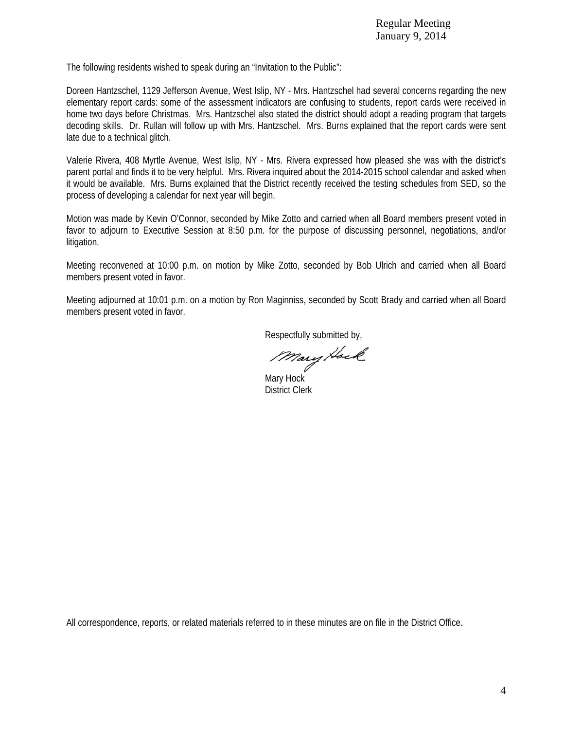The following residents wished to speak during an "Invitation to the Public":

Doreen Hantzschel, 1129 Jefferson Avenue, West Islip, NY - Mrs. Hantzschel had several concerns regarding the new elementary report cards: some of the assessment indicators are confusing to students, report cards were received in home two days before Christmas. Mrs. Hantzschel also stated the district should adopt a reading program that targets decoding skills. Dr. Rullan will follow up with Mrs. Hantzschel. Mrs. Burns explained that the report cards were sent late due to a technical glitch.

Valerie Rivera, 408 Myrtle Avenue, West Islip, NY - Mrs. Rivera expressed how pleased she was with the district's parent portal and finds it to be very helpful. Mrs. Rivera inquired about the 2014-2015 school calendar and asked when it would be available. Mrs. Burns explained that the District recently received the testing schedules from SED, so the process of developing a calendar for next year will begin.

Motion was made by Kevin O'Connor, seconded by Mike Zotto and carried when all Board members present voted in favor to adjourn to Executive Session at 8:50 p.m. for the purpose of discussing personnel, negotiations, and/or litigation.

Meeting reconvened at 10:00 p.m. on motion by Mike Zotto, seconded by Bob Ulrich and carried when all Board members present voted in favor.

Meeting adjourned at 10:01 p.m. on a motion by Ron Maginniss, seconded by Scott Brady and carried when all Board members present voted in favor.

Respectfully submitted by,

Mary Hock

Mary Hock
District Clerk

All correspondence, reports, or related materials referred to in these minutes are on file in the District Office.